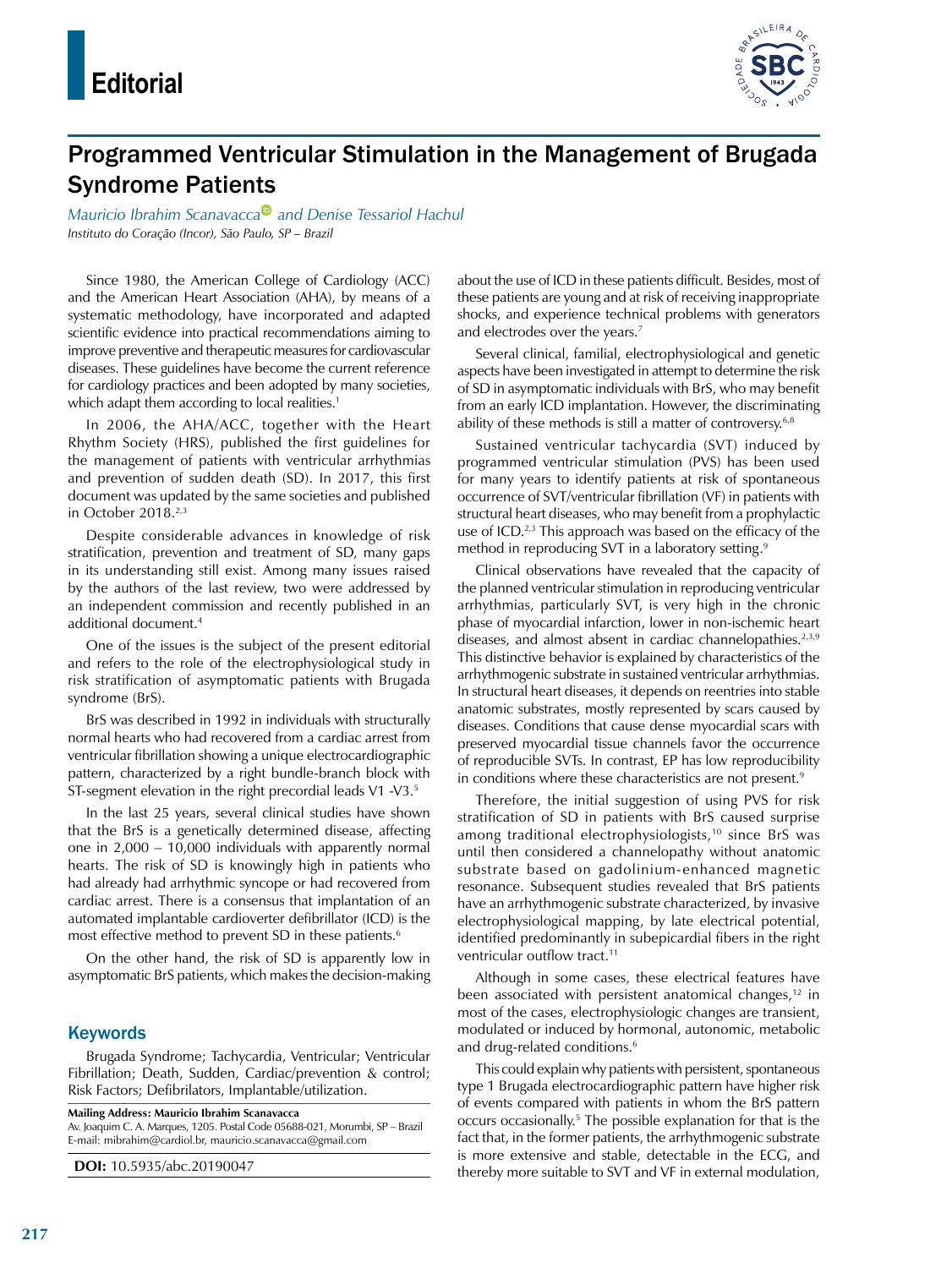# Editorial

# Programmed Ventricular Stimulation in the Management of Brugada Syndrome Patients

*Mauricio Ibrahim Scanavacca and Denise Tessariol Hachul*
*Instituto do Coração (Incor), São Paulo, SP – Brazil*

Since 1980, the American College of Cardiology (ACC) and the American Heart Association (AHA), by means of a systematic methodology, have incorporated and adapted scientific evidence into practical recommendations aiming to improve preventive and therapeutic measures for cardiovascular diseases. These guidelines have become the current reference for cardiology practices and been adopted by many societies, which adapt them according to local realities.[1]

In 2006, the AHA/ACC, together with the Heart Rhythm Society (HRS), published the first guidelines for the management of patients with ventricular arrhythmias and prevention of sudden death (SD). In 2017, this first document was updated by the same societies and published in October 2018.[2,3]

Despite considerable advances in knowledge of risk stratification, prevention and treatment of SD, many gaps in its understanding still exist. Among many issues raised by the authors of the last review, two were addressed by an independent commission and recently published in an additional document.[4]

One of the issues is the subject of the present editorial and refers to the role of the electrophysiological study in risk stratification of asymptomatic patients with Brugada syndrome (BrS).

BrS was described in 1992 in individuals with structurally normal hearts who had recovered from a cardiac arrest from ventricular fibrillation showing a unique electrocardiographic pattern, characterized by a right bundle-branch block with ST-segment elevation in the right precordial leads V1 -V3.[5]

In the last 25 years, several clinical studies have shown that the BrS is a genetically determined disease, affecting one in 2,000 – 10,000 individuals with apparently normal hearts. The risk of SD is knowingly high in patients who had already had arrhythmic syncope or had recovered from cardiac arrest. There is a consensus that implantation of an automated implantable cardioverter defibrillator (ICD) is the most effective method to prevent SD in these patients.[6]

On the other hand, the risk of SD is apparently low in asymptomatic BrS patients, which makes the decision-making about the use of ICD in these patients difficult. Besides, most of these patients are young and at risk of receiving inappropriate shocks, and experience technical problems with generators and electrodes over the years.[7]

Several clinical, familial, electrophysiological and genetic aspects have been investigated in attempt to determine the risk of SD in asymptomatic individuals with BrS, who may benefit from an early ICD implantation. However, the discriminating ability of these methods is still a matter of controversy.[6,8]

Sustained ventricular tachycardia (SVT) induced by programmed ventricular stimulation (PVS) has been used for many years to identify patients at risk of spontaneous occurrence of SVT/ventricular fibrillation (VF) in patients with structural heart diseases, who may benefit from a prophylactic use of ICD.[2,3] This approach was based on the efficacy of the method in reproducing SVT in a laboratory setting.[9]

Clinical observations have revealed that the capacity of the planned ventricular stimulation in reproducing ventricular arrhythmias, particularly SVT, is very high in the chronic phase of myocardial infarction, lower in non-ischemic heart diseases, and almost absent in cardiac channelopathies.[2,3,9] This distinctive behavior is explained by characteristics of the arrhythmogenic substrate in sustained ventricular arrhythmias. In structural heart diseases, it depends on reentries into stable anatomic substrates, mostly represented by scars caused by diseases. Conditions that cause dense myocardial scars with preserved myocardial tissue channels favor the occurrence of reproducible SVTs. In contrast, EP has low reproducibility in conditions where these characteristics are not present.[9]

Therefore, the initial suggestion of using PVS for risk stratification of SD in patients with BrS caused surprise among traditional electrophysiologists,[10] since BrS was until then considered a channelopathy without anatomic substrate based on gadolinium-enhanced magnetic resonance. Subsequent studies revealed that BrS patients have an arrhythmogenic substrate characterized, by invasive electrophysiological mapping, by late electrical potential, identified predominantly in subepicardial fibers in the right ventricular outflow tract.[11]

Although in some cases, these electrical features have been associated with persistent anatomical changes,[12] in most of the cases, electrophysiologic changes are transient, modulated or induced by hormonal, autonomic, metabolic and drug-related conditions.[6]

This could explain why patients with persistent, spontaneous type 1 Brugada electrocardiographic pattern have higher risk of events compared with patients in whom the BrS pattern occurs occasionally.[5] The possible explanation for that is the fact that, in the former patients, the arrhythmogenic substrate is more extensive and stable, detectable in the ECG, and thereby more suitable to SVT and VF in external modulation,

## Keywords

Brugada Syndrome; Tachycardia, Ventricular; Ventricular Fibrillation; Death, Sudden, Cardiac/prevention & control; Risk Factors; Defibrillators, Implantable/utilization.

**Mailing Address: Mauricio Ibrahim Scanavacca**
Av. Joaquim C. A. Marques, 1205. Postal Code 05688-021, Morumbi, SP – Brazil
E-mail: mibrahim@cardiol.br, mauricio.scanavacca@gmail.com

**DOI:** 10.5935/abc.20190047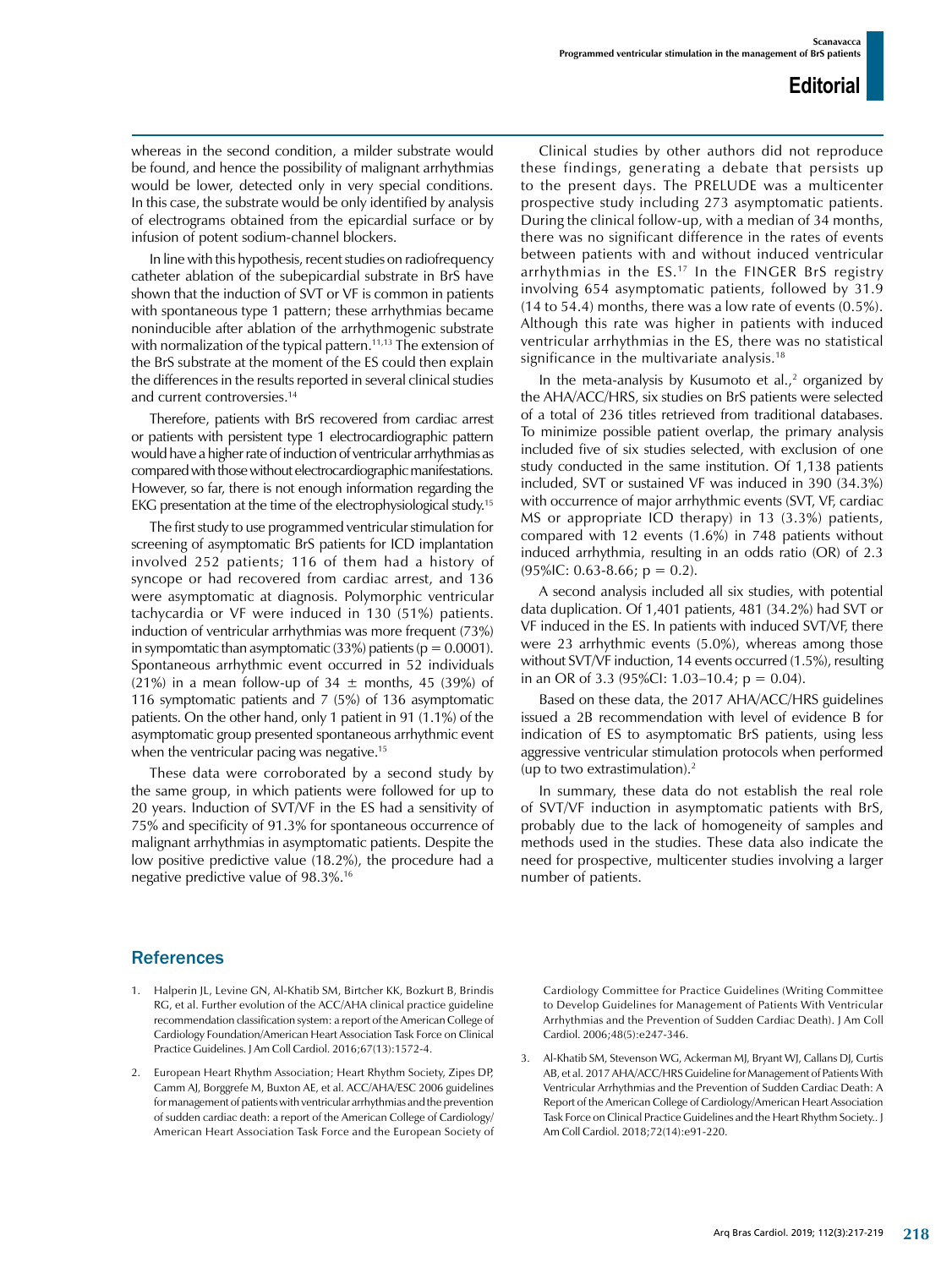whereas in the second condition, a milder substrate would be found, and hence the possibility of malignant arrhythmias would be lower, detected only in very special conditions. In this case, the substrate would be only identified by analysis of electrograms obtained from the epicardial surface or by infusion of potent sodium-channel blockers.

In line with this hypothesis, recent studies on radiofrequency catheter ablation of the subepicardial substrate in BrS have shown that the induction of SVT or VF is common in patients with spontaneous type 1 pattern; these arrhythmias became noninducible after ablation of the arrhythmogenic substrate with normalization of the typical pattern.[11,13] The extension of the BrS substrate at the moment of the ES could then explain the differences in the results reported in several clinical studies and current controversies.[14]

Therefore, patients with BrS recovered from cardiac arrest or patients with persistent type 1 electrocardiographic pattern would have a higher rate of induction of ventricular arrhythmias as compared with those without electrocardiographic manifestations. However, so far, there is not enough information regarding the EKG presentation at the time of the electrophysiological study.[15]

The first study to use programmed ventricular stimulation for screening of asymptomatic BrS patients for ICD implantation involved 252 patients; 116 of them had a history of syncope or had recovered from cardiac arrest, and 136 were asymptomatic at diagnosis. Polymorphic ventricular tachycardia or VF were induced in 130 (51%) patients. induction of ventricular arrhythmias was more frequent (73%) in sympomtatic than asymptomatic (33%) patients ($p = 0.0001$). Spontaneous arrhythmic event occurred in 52 individuals (21%) in a mean follow-up of 34 ± months, 45 (39%) of 116 symptomatic patients and 7 (5%) of 136 asymptomatic patients. On the other hand, only 1 patient in 91 (1.1%) of the asymptomatic group presented spontaneous arrhythmic event when the ventricular pacing was negative.[15]

These data were corroborated by a second study by the same group, in which patients were followed for up to 20 years. Induction of SVT/VF in the ES had a sensitivity of 75% and specificity of 91.3% for spontaneous occurrence of malignant arrhythmias in asymptomatic patients. Despite the low positive predictive value (18.2%), the procedure had a negative predictive value of 98.3%.[16]

Clinical studies by other authors did not reproduce these findings, generating a debate that persists up to the present days. The PRELUDE was a multicenter prospective study including 273 asymptomatic patients. During the clinical follow-up, with a median of 34 months, there was no significant difference in the rates of events between patients with and without induced ventricular arrhythmias in the ES.[17] In the FINGER BrS registry involving 654 asymptomatic patients, followed by 31.9 (14 to 54.4) months, there was a low rate of events (0.5%). Although this rate was higher in patients with induced ventricular arrhythmias in the ES, there was no statistical significance in the multivariate analysis.[18]

In the meta-analysis by Kusumoto et al.,[2] organized by the AHA/ACC/HRS, six studies on BrS patients were selected of a total of 236 titles retrieved from traditional databases. To minimize possible patient overlap, the primary analysis included five of six studies selected, with exclusion of one study conducted in the same institution. Of 1,138 patients included, SVT or sustained VF was induced in 390 (34.3%) with occurrence of major arrhythmic events (SVT, VF, cardiac MS or appropriate ICD therapy) in 13 (3.3%) patients, compared with 12 events (1.6%) in 748 patients without induced arrhythmia, resulting in an odds ratio (OR) of 2.3 (95%IC: 0.63-8.66; $p = 0.2$).

A second analysis included all six studies, with potential data duplication. Of 1,401 patients, 481 (34.2%) had SVT or VF induced in the ES. In patients with induced SVT/VF, there were 23 arrhythmic events (5.0%), whereas among those without SVT/VF induction, 14 events occurred (1.5%), resulting in an OR of 3.3 (95%CI: 1.03–10.4; $p = 0.04$).

Based on these data, the 2017 AHA/ACC/HRS guidelines issued a 2B recommendation with level of evidence B for indication of ES to asymptomatic BrS patients, using less aggressive ventricular stimulation protocols when performed (up to two extrastimulation).[2]

In summary, these data do not establish the real role of SVT/VF induction in asymptomatic patients with BrS, probably due to the lack of homogeneity of samples and methods used in the studies. These data also indicate the need for prospective, multicenter studies involving a larger number of patients.

## References

1. Halperin JL, Levine GN, Al-Khatib SM, Birtcher KK, Bozkurt B, Brindis RG, et al. Further evolution of the ACC/AHA clinical practice guideline recommendation classification system: a report of the American College of Cardiology Foundation/American Heart Association Task Force on Clinical Practice Guidelines. J Am Coll Cardiol. 2016;67(13):1572-4.
2. European Heart Rhythm Association; Heart Rhythm Society, Zipes DP, Camm AJ, Borggrefe M, Buxton AE, et al. ACC/AHA/ESC 2006 guidelines for management of patients with ventricular arrhythmias and the prevention of sudden cardiac death: a report of the American College of Cardiology/American Heart Association Task Force and the European Society of Cardiology Committee for Practice Guidelines (Writing Committee to Develop Guidelines for Management of Patients With Ventricular Arrhythmias and the Prevention of Sudden Cardiac Death). J Am Coll Cardiol. 2006;48(5):e247-346.
3. Al-Khatib SM, Stevenson WG, Ackerman MJ, Bryant WJ, Callans DJ, Curtis AB, et al. 2017 AHA/ACC/HRS Guideline for Management of Patients With Ventricular Arrhythmias and the Prevention of Sudden Cardiac Death: A Report of the American College of Cardiology/American Heart Association Task Force on Clinical Practice Guidelines and the Heart Rhythm Society.. J Am Coll Cardiol. 2018;72(14):e91-220.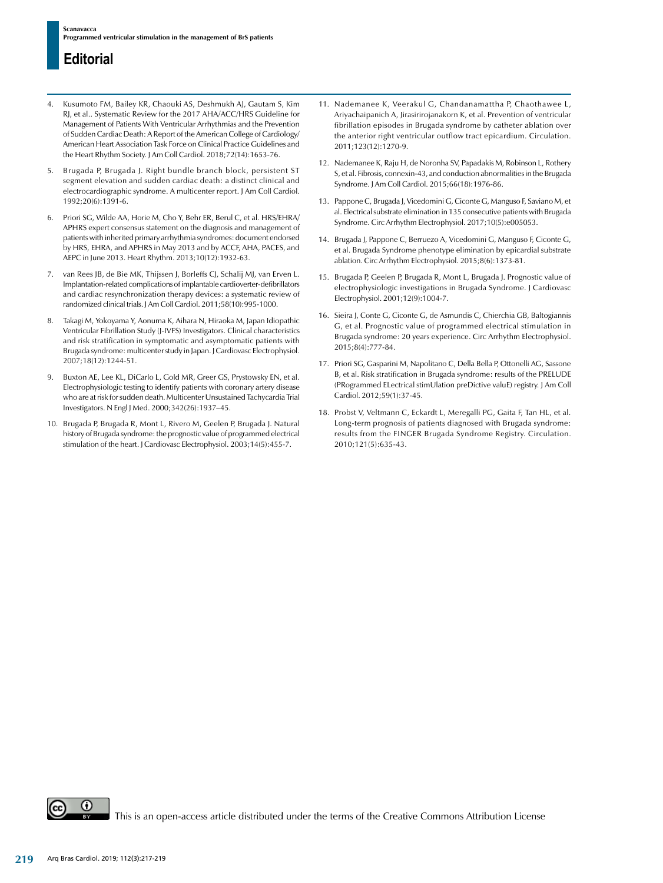4. Kusumoto FM, Bailey KR, Chaouki AS, Deshmukh AJ, Gautam S, Kim RJ, et al.. Systematic Review for the 2017 AHA/ACC/HRS Guideline for Management of Patients With Ventricular Arrhythmias and the Prevention of Sudden Cardiac Death: A Report of the American College of Cardiology/ American Heart Association Task Force on Clinical Practice Guidelines and the Heart Rhythm Society. J Am Coll Cardiol. 2018;72(14):1653-76.

5. Brugada P, Brugada J. Right bundle branch block, persistent ST segment elevation and sudden cardiac death: a distinct clinical and electrocardiographic syndrome. A multicenter report. J Am Coll Cardiol. 1992;20(6):1391-6.

6. Priori SG, Wilde AA, Horie M, Cho Y, Behr ER, Berul C, et al. HRS/EHRA/ APHRS expert consensus statement on the diagnosis and management of patients with inherited primary arrhythmia syndromes: document endorsed by HRS, EHRA, and APHRS in May 2013 and by ACCF, AHA, PACES, and AEPC in June 2013. Heart Rhythm. 2013;10(12):1932-63.

7. van Rees JB, de Bie MK, Thijssen J, Borleffs CJ, Schalij MJ, van Erven L. Implantation-related complications of implantable cardioverter-defibrillators and cardiac resynchronization therapy devices: a systematic review of randomized clinical trials. J Am Coll Cardiol. 2011;58(10):995-1000.

8. Takagi M, Yokoyama Y, Aonuma K, Aihara N, Hiraoka M, Japan Idiopathic Ventricular Fibrillation Study (J-IVFS) Investigators. Clinical characteristics and risk stratification in symptomatic and asymptomatic patients with Brugada syndrome: multicenter study in Japan. J Cardiovasc Electrophysiol. 2007;18(12):1244-51.

9. Buxton AE, Lee KL, DiCarlo L, Gold MR, Greer GS, Prystowsky EN, et al. Electrophysiologic testing to identify patients with coronary artery disease who are at risk for sudden death. Multicenter Unsustained Tachycardia Trial Investigators. N Engl J Med. 2000;342(26):1937–45.

10. Brugada P, Brugada R, Mont L, Rivero M, Geelen P, Brugada J. Natural history of Brugada syndrome: the prognostic value of programmed electrical stimulation of the heart. J Cardiovasc Electrophysiol. 2003;14(5):455-7.

11. Nademanee K, Veerakul G, Chandanamattha P, Chaothawee L, Ariyachaipanich A, Jirasirirojanakorn K, et al. Prevention of ventricular fibrillation episodes in Brugada syndrome by catheter ablation over the anterior right ventricular outflow tract epicardium. Circulation. 2011;123(12):1270-9.

12. Nademanee K, Raju H, de Noronha SV, Papadakis M, Robinson L, Rothery S, et al. Fibrosis, connexin-43, and conduction abnormalities in the Brugada Syndrome. J Am Coll Cardiol. 2015;66(18):1976-86.

13. Pappone C, Brugada J, Vicedomini G, Ciconte G, Manguso F, Saviano M, et al. Electrical substrate elimination in 135 consecutive patients with Brugada Syndrome. Circ Arrhythm Electrophysiol. 2017;10(5):e005053.

14. Brugada J, Pappone C, Berruezo A, Vicedomini G, Manguso F, Ciconte G, et al. Brugada Syndrome phenotype elimination by epicardial substrate ablation. Circ Arrhythm Electrophysiol. 2015;8(6):1373-81.

15. Brugada P, Geelen P, Brugada R, Mont L, Brugada J. Prognostic value of electrophysiologic investigations in Brugada Syndrome. J Cardiovasc Electrophysiol. 2001;12(9):1004-7.

16. Sieira J, Conte G, Ciconte G, de Asmundis C, Chierchia GB, Baltogiannis G, et al. Prognostic value of programmed electrical stimulation in Brugada syndrome: 20 years experience. Circ Arrhythm Electrophysiol. 2015;8(4):777-84.

17. Priori SG, Gasparini M, Napolitano C, Della Bella P, Ottonelli AG, Sassone B, et al. Risk stratification in Brugada syndrome: results of the PRELUDE (PRogrammed ELectrical stimUlation preDictive valuE) registry. J Am Coll Cardiol. 2012;59(1):37-45.

18. Probst V, Veltmann C, Eckardt L, Meregalli PG, Gaita F, Tan HL, et al. Long-term prognosis of patients diagnosed with Brugada syndrome: results from the FINGER Brugada Syndrome Registry. Circulation. 2010;121(5):635-43.

This is an open-access article distributed under the terms of the Creative Commons Attribution License